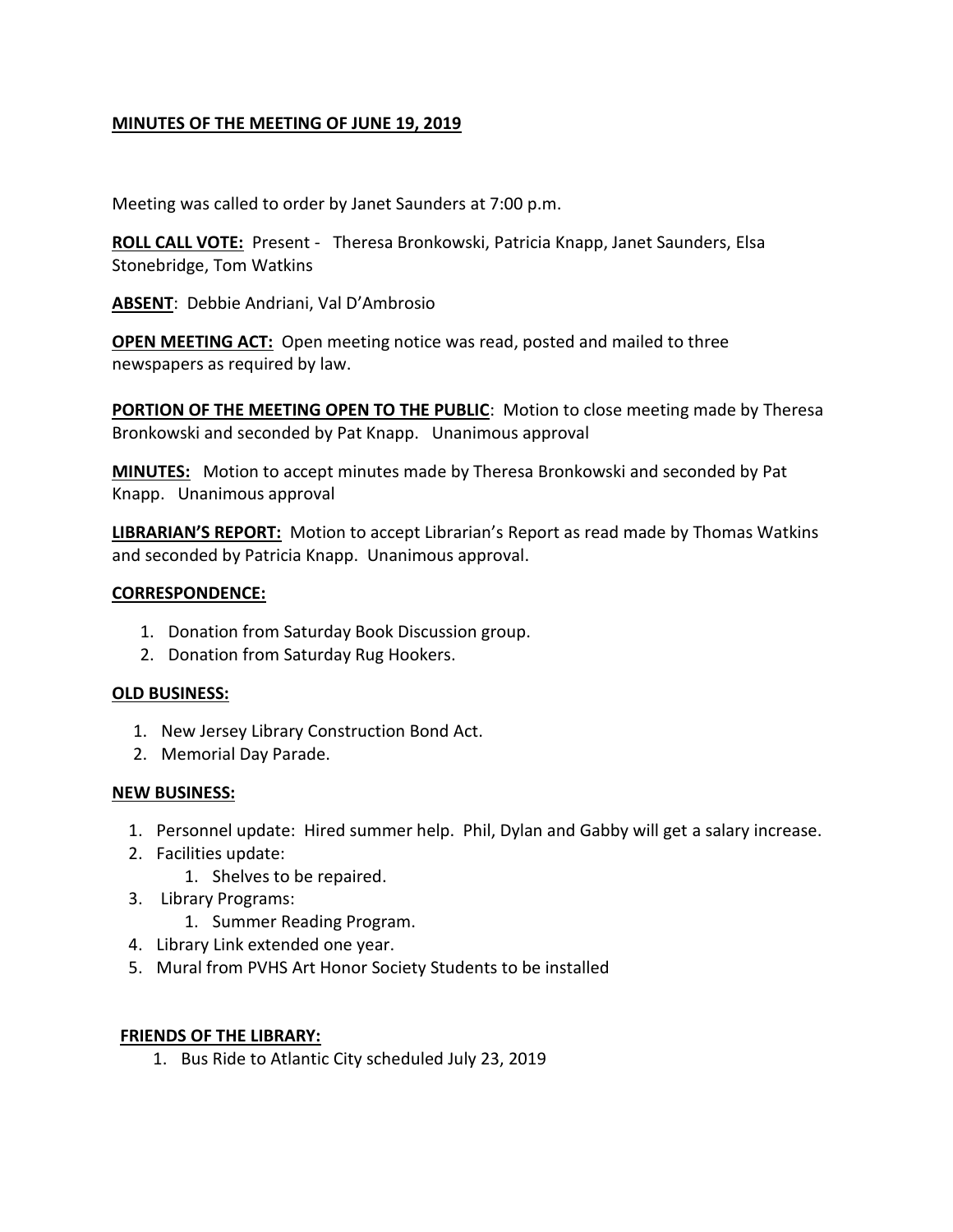**MINUTES OF THE MEETING OF JUNE 19, 2019**

Meeting was called to order by Janet Saunders at 7:00 p.m.

**ROLL CALL VOTE:** Present - Theresa Bronkowski, Patricia Knapp, Janet Saunders, Elsa Stonebridge, Tom Watkins

**ABSENT**: Debbie Andriani, Val D'Ambrosio

**OPEN MEETING ACT:** Open meeting notice was read, posted and mailed to three newspapers as required by law.

**PORTION OF THE MEETING OPEN TO THE PUBLIC**: Motion to close meeting made by Theresa Bronkowski and seconded by Pat Knapp. Unanimous approval

**MINUTES:** Motion to accept minutes made by Theresa Bronkowski and seconded by Pat Knapp. Unanimous approval

**LIBRARIAN'S REPORT:** Motion to accept Librarian's Report as read made by Thomas Watkins and seconded by Patricia Knapp. Unanimous approval.

**CORRESPONDENCE:**

1. Donation from Saturday Book Discussion group.
2. Donation from Saturday Rug Hookers.

**OLD BUSINESS:**

1. New Jersey Library Construction Bond Act.
2. Memorial Day Parade.

**NEW BUSINESS:**

1. Personnel update: Hired summer help. Phil, Dylan and Gabby will get a salary increase.
2. Facilities update:
    1. Shelves to be repaired.
3. Library Programs:
    1. Summer Reading Program.
4. Library Link extended one year.
5. Mural from PVHS Art Honor Society Students to be installed

**FRIENDS OF THE LIBRARY:**

1. Bus Ride to Atlantic City scheduled July 23, 2019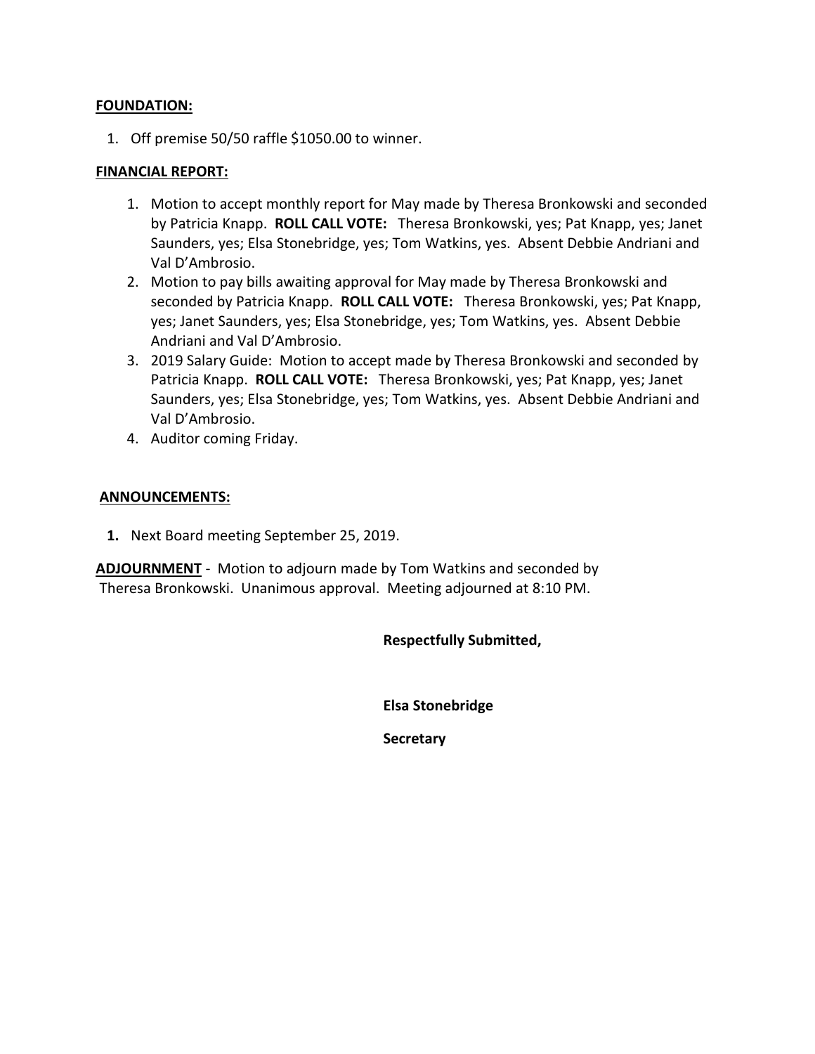**FOUNDATION:**

1. Off premise 50/50 raffle $1050.00 to winner.

**FINANCIAL REPORT:**

1. Motion to accept monthly report for May made by Theresa Bronkowski and seconded by Patricia Knapp. **ROLL CALL VOTE:** Theresa Bronkowski, yes; Pat Knapp, yes; Janet Saunders, yes; Elsa Stonebridge, yes; Tom Watkins, yes. Absent Debbie Andriani and Val D'Ambrosio.
2. Motion to pay bills awaiting approval for May made by Theresa Bronkowski and seconded by Patricia Knapp. **ROLL CALL VOTE:** Theresa Bronkowski, yes; Pat Knapp, yes; Janet Saunders, yes; Elsa Stonebridge, yes; Tom Watkins, yes. Absent Debbie Andriani and Val D'Ambrosio.
3. 2019 Salary Guide: Motion to accept made by Theresa Bronkowski and seconded by Patricia Knapp. **ROLL CALL VOTE:** Theresa Bronkowski, yes; Pat Knapp, yes; Janet Saunders, yes; Elsa Stonebridge, yes; Tom Watkins, yes. Absent Debbie Andriani and Val D'Ambrosio.
4. Auditor coming Friday.

**ANNOUNCEMENTS:**

1. Next Board meeting September 25, 2019.

**ADJOURNMENT** - Motion to adjourn made by Tom Watkins and seconded by Theresa Bronkowski. Unanimous approval. Meeting adjourned at 8:10 PM.

**Respectfully Submitted,**

**Elsa Stonebridge**

**Secretary**